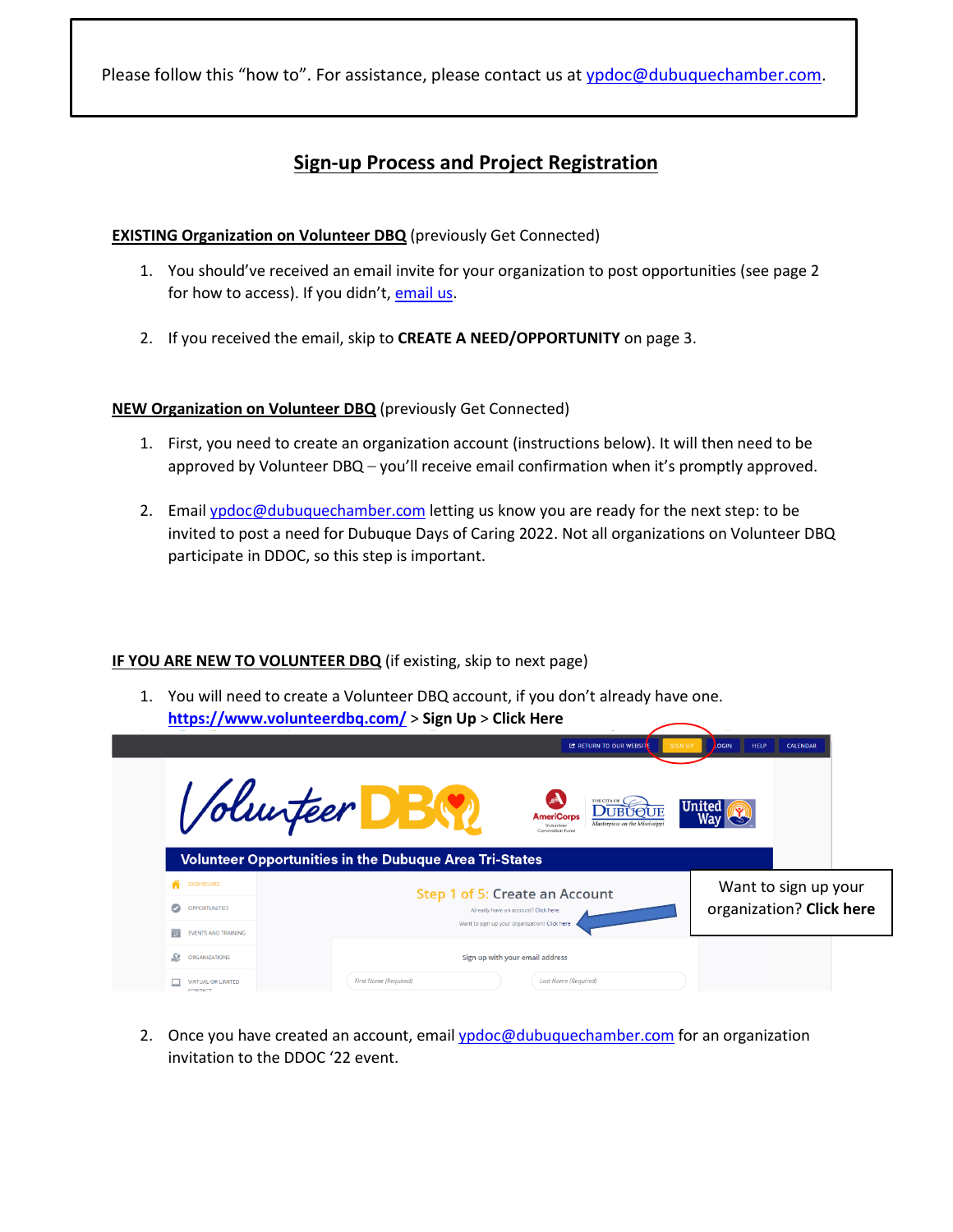Please follow this "how to". For assistance, please contact us at ypdoc@dubuquechamber.com.

## Sign-up Process and Project Registration

**EXISTING Organization on Volunteer DBQ** (previously Get Connected)

1. You should've received an email invite for your organization to post opportunities (see page 2 for how to access). If you didn't, email us.
2. If you received the email, skip to **CREATE A NEED/OPPORTUNITY** on page 3.

**NEW Organization on Volunteer DBQ** (previously Get Connected)

1. First, you need to create an organization account (instructions below). It will then need to be approved by Volunteer DBQ – you'll receive email confirmation when it's promptly approved.
2. Email ypdoc@dubuquechamber.com letting us know you are ready for the next step: to be invited to post a need for Dubuque Days of Caring 2022. Not all organizations on Volunteer DBQ participate in DDOC, so this step is important.

**IF YOU ARE NEW TO VOLUNTEER DBQ** (if existing, skip to next page)

1. You will need to create a Volunteer DBQ account, if you don't already have one. **https://www.volunteerdbq.com/** > **Sign Up** > **Click Here**

   Want to sign up your organization? **Click here**

2. Once you have created an account, email ypdoc@dubuquechamber.com for an organization invitation to the DDOC '22 event.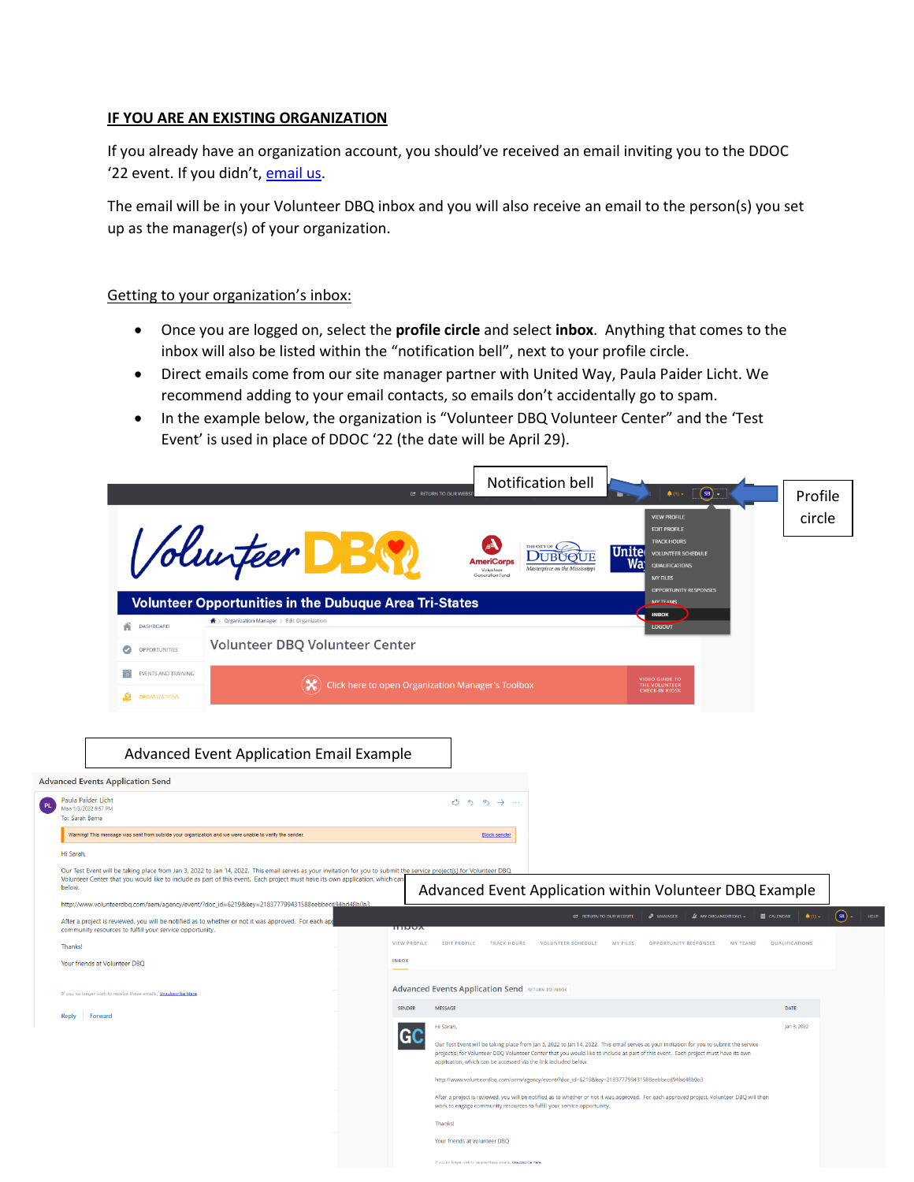## IF YOU ARE AN EXISTING ORGANIZATION

If you already have an organization account, you should've received an email inviting you to the DDOC '22 event. If you didn't, email us.

The email will be in your Volunteer DBQ inbox and you will also receive an email to the person(s) you set up as the manager(s) of your organization.

### Getting to your organization's inbox:

- Once you are logged on, select the **profile circle** and select **inbox**. Anything that comes to the inbox will also be listed within the "notification bell", next to your profile circle.
- Direct emails come from our site manager partner with United Way, Paula Paider Licht. We recommend adding to your email contacts, so emails don't accidentally go to spam.
- In the example below, the organization is "Volunteer DBQ Volunteer Center" and the 'Test Event' is used in place of DDOC '22 (the date will be April 29).

Notification bell

Profile circle

Advanced Event Application Email Example

Advanced Event Application within Volunteer DBQ Example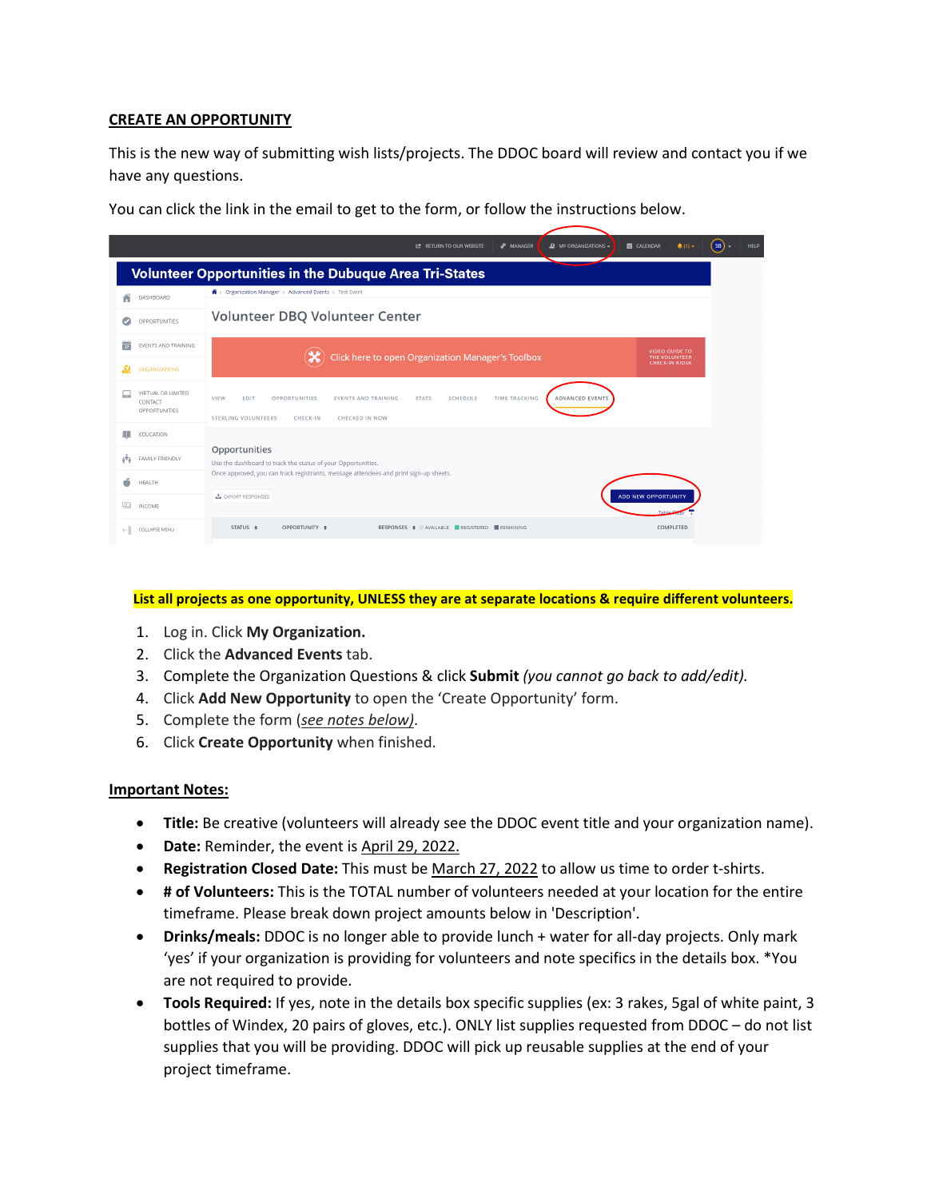**CREATE AN OPPORTUNITY**

This is the new way of submitting wish lists/projects. The DDOC board will review and contact you if we have any questions.

You can click the link in the email to get to the form, or follow the instructions below.

**List all projects as one opportunity, UNLESS they are at separate locations & require different volunteers.**

1. Log in. Click **My Organization.**
2. Click the **Advanced Events** tab.
3. Complete the Organization Questions & click **Submit** *(you cannot go back to add/edit).*
4. Click **Add New Opportunity** to open the 'Create Opportunity' form.
5. Complete the form (*see notes below*).
6. Click **Create Opportunity** when finished.

**Important Notes:**

- **Title:** Be creative (volunteers will already see the DDOC event title and your organization name).
- **Date:** Reminder, the event is April 29, 2022.
- **Registration Closed Date:** This must be March 27, 2022 to allow us time to order t-shirts.
- **# of Volunteers:** This is the TOTAL number of volunteers needed at your location for the entire timeframe. Please break down project amounts below in 'Description'.
- **Drinks/meals:** DDOC is no longer able to provide lunch + water for all-day projects. Only mark 'yes' if your organization is providing for volunteers and note specifics in the details box. *You are not required to provide.
- **Tools Required:** If yes, note in the details box specific supplies (ex: 3 rakes, 5gal of white paint, 3 bottles of Windex, 20 pairs of gloves, etc.). ONLY list supplies requested from DDOC – do not list supplies that you will be providing. DDOC will pick up reusable supplies at the end of your project timeframe.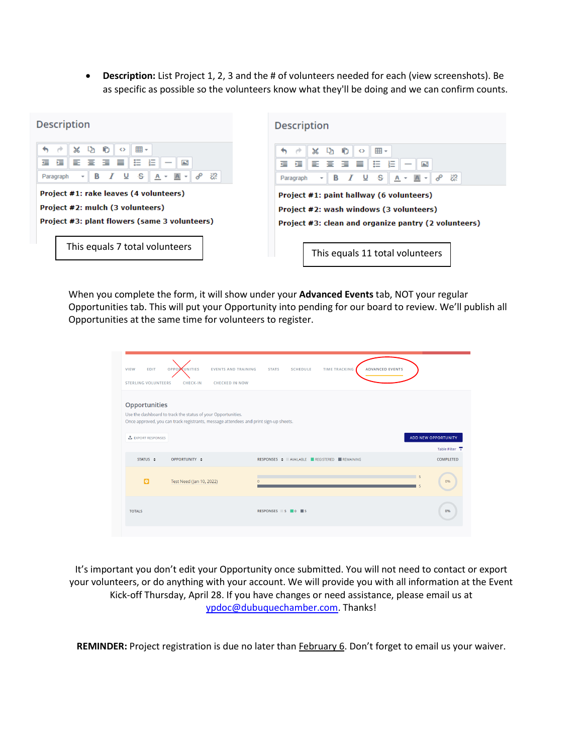- **Description:** List Project 1, 2, 3 and the # of volunteers needed for each (view screenshots). Be as specific as possible so the volunteers know what they'll be doing and we can confirm counts.

Description

Project #1: rake leaves (4 volunteers)

Project #2: mulch (3 volunteers)

Project #3: plant flowers (same 3 volunteers)

This equals 7 total volunteers

Description

Project #1: paint hallway (6 volunteers)

Project #2: wash windows (3 volunteers)

Project #3: clean and organize pantry (2 volunteers)

This equals 11 total volunteers

When you complete the form, it will show under your **Advanced Events** tab, NOT your regular Opportunities tab. This will put your Opportunity into pending for our board to review. We'll publish all Opportunities at the same time for volunteers to register.

VIEW EDIT OPPORTUNITIES EVENTS AND TRAINING STATS SCHEDULE TIME TRACKING ADVANCED EVENTS

STERLING VOLUNTEERS CHECK-IN CHECKED IN NOW

Opportunities

Use the dashboard to track the status of your Opportunities.
Once approved, you can track registrants, message attendees and print sign-up sheets.

EXPORT RESPONSES

ADD NEW OPPORTUNITY

Table Filter

| STATUS | OPPORTUNITY | RESPONSES (AVAILABLE / REGISTERED / REMAINING) | COMPLETED |
|---|---|---|---|
| | Test Need (Jan 10, 2022) | 5 / 0 / 5 | 0% |
| TOTALS | | RESPONSES 5 0 5 | 0% |

It's important you don't edit your Opportunity once submitted. You will not need to contact or export your volunteers, or do anything with your account. We will provide you with all information at the Event Kick-off Thursday, April 28. If you have changes or need assistance, please email us at ypdoc@dubuquechamber.com. Thanks!

**REMINDER:** Project registration is due no later than February 6. Don't forget to email us your waiver.